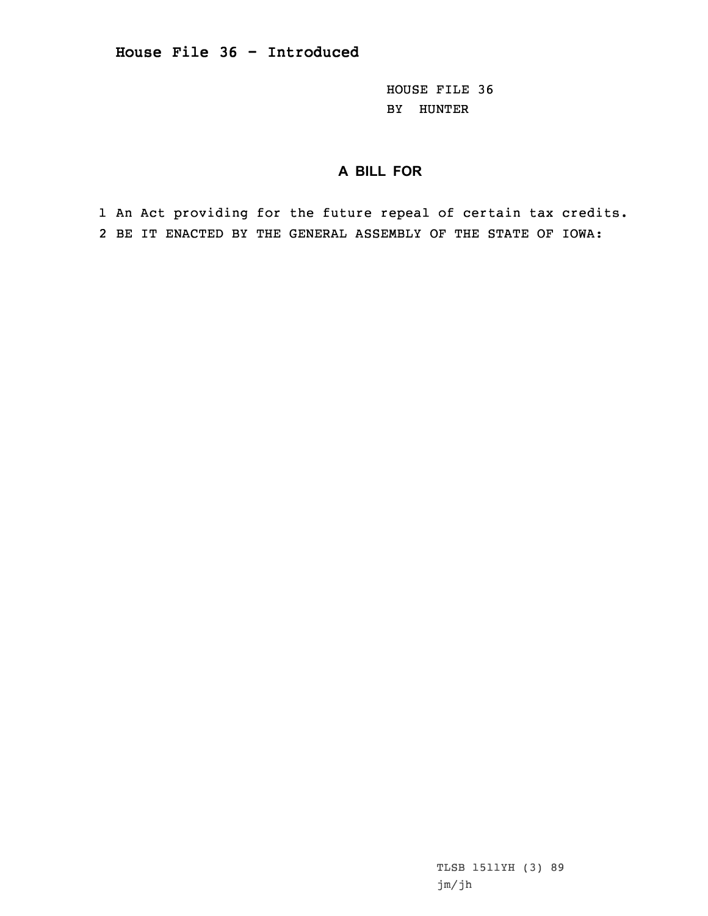## House File 36 - Introduced

HOUSE FILE 36
BY HUNTER

### A BILL FOR

1 An Act providing for the future repeal of certain tax credits.
2 BE IT ENACTED BY THE GENERAL ASSEMBLY OF THE STATE OF IOWA:

TLSB 1511YH (3) 89
jm/jh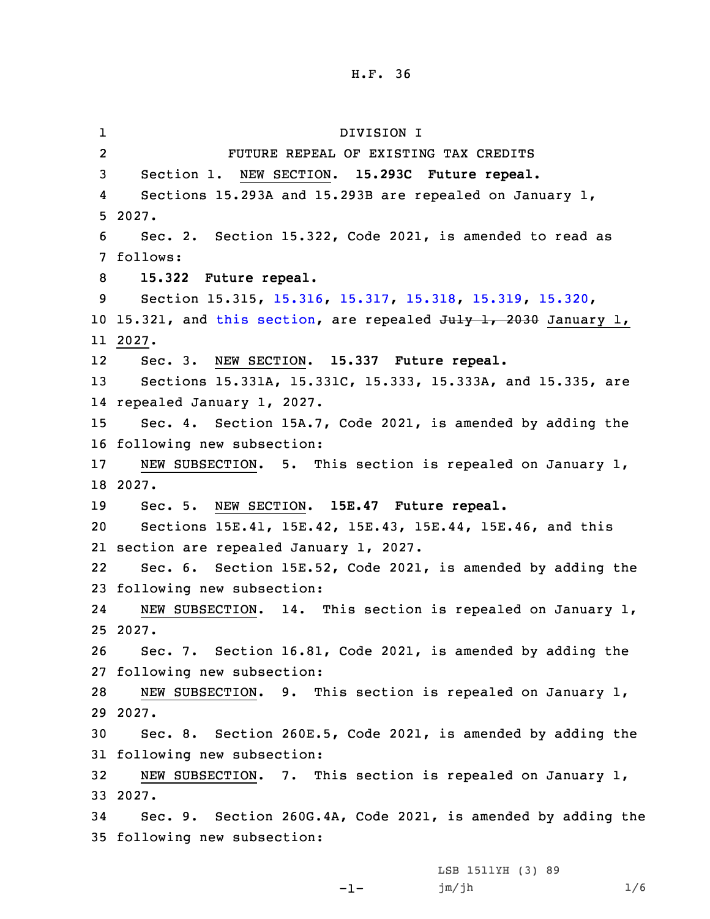H.F. 36

DIVISION I

FUTURE REPEAL OF EXISTING TAX CREDITS

Section 1. NEW SECTION. **15.293C Future repeal.**

Sections 15.293A and 15.293B are repealed on January 1, 2027.

Sec. 2. Section 15.322, Code 2021, is amended to read as follows:

**15.322 Future repeal.**

Section 15.315, 15.316, 15.317, 15.318, 15.319, 15.320, 15.321, and this section, are repealed ~~July 1, 2030~~ January 1, 2027.

Sec. 3. NEW SECTION. **15.337 Future repeal.**

Sections 15.331A, 15.331C, 15.333, 15.333A, and 15.335, are repealed January 1, 2027.

Sec. 4. Section 15A.7, Code 2021, is amended by adding the following new subsection:

NEW SUBSECTION. 5. This section is repealed on January 1, 2027.

Sec. 5. NEW SECTION. **15E.47 Future repeal.**

Sections 15E.41, 15E.42, 15E.43, 15E.44, 15E.46, and this section are repealed January 1, 2027.

Sec. 6. Section 15E.52, Code 2021, is amended by adding the following new subsection:

NEW SUBSECTION. 14. This section is repealed on January 1, 2027.

Sec. 7. Section 16.81, Code 2021, is amended by adding the following new subsection:

NEW SUBSECTION. 9. This section is repealed on January 1, 2027.

Sec. 8. Section 260E.5, Code 2021, is amended by adding the following new subsection:

NEW SUBSECTION. 7. This section is repealed on January 1, 2027.

Sec. 9. Section 260G.4A, Code 2021, is amended by adding the following new subsection:

LSB 1511YH (3) 89
jm/jh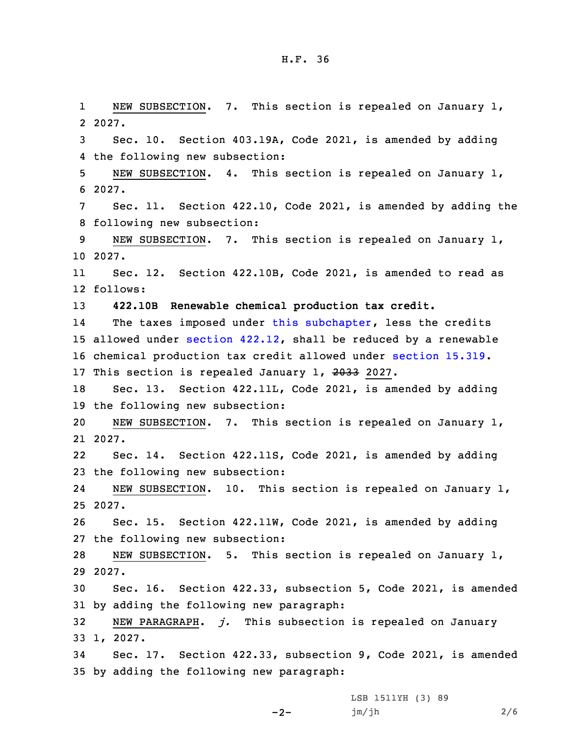NEW SUBSECTION. 7. This section is repealed on January 1, 2027.

Sec. 10. Section 403.19A, Code 2021, is amended by adding the following new subsection:

NEW SUBSECTION. 4. This section is repealed on January 1, 2027.

Sec. 11. Section 422.10, Code 2021, is amended by adding the following new subsection:

NEW SUBSECTION. 7. This section is repealed on January 1, 2027.

Sec. 12. Section 422.10B, Code 2021, is amended to read as follows:

**422.10B Renewable chemical production tax credit.**

The taxes imposed under this subchapter, less the credits allowed under section 422.12, shall be reduced by a renewable chemical production tax credit allowed under section 15.319. This section is repealed January 1, ~~2033~~ 2027.

Sec. 13. Section 422.11L, Code 2021, is amended by adding the following new subsection:

NEW SUBSECTION. 7. This section is repealed on January 1, 2027.

Sec. 14. Section 422.11S, Code 2021, is amended by adding the following new subsection:

NEW SUBSECTION. 10. This section is repealed on January 1, 2027.

Sec. 15. Section 422.11W, Code 2021, is amended by adding the following new subsection:

NEW SUBSECTION. 5. This section is repealed on January 1, 2027.

Sec. 16. Section 422.33, subsection 5, Code 2021, is amended by adding the following new paragraph:

NEW PARAGRAPH. *j.* This subsection is repealed on January 1, 2027.

Sec. 17. Section 422.33, subsection 9, Code 2021, is amended by adding the following new paragraph: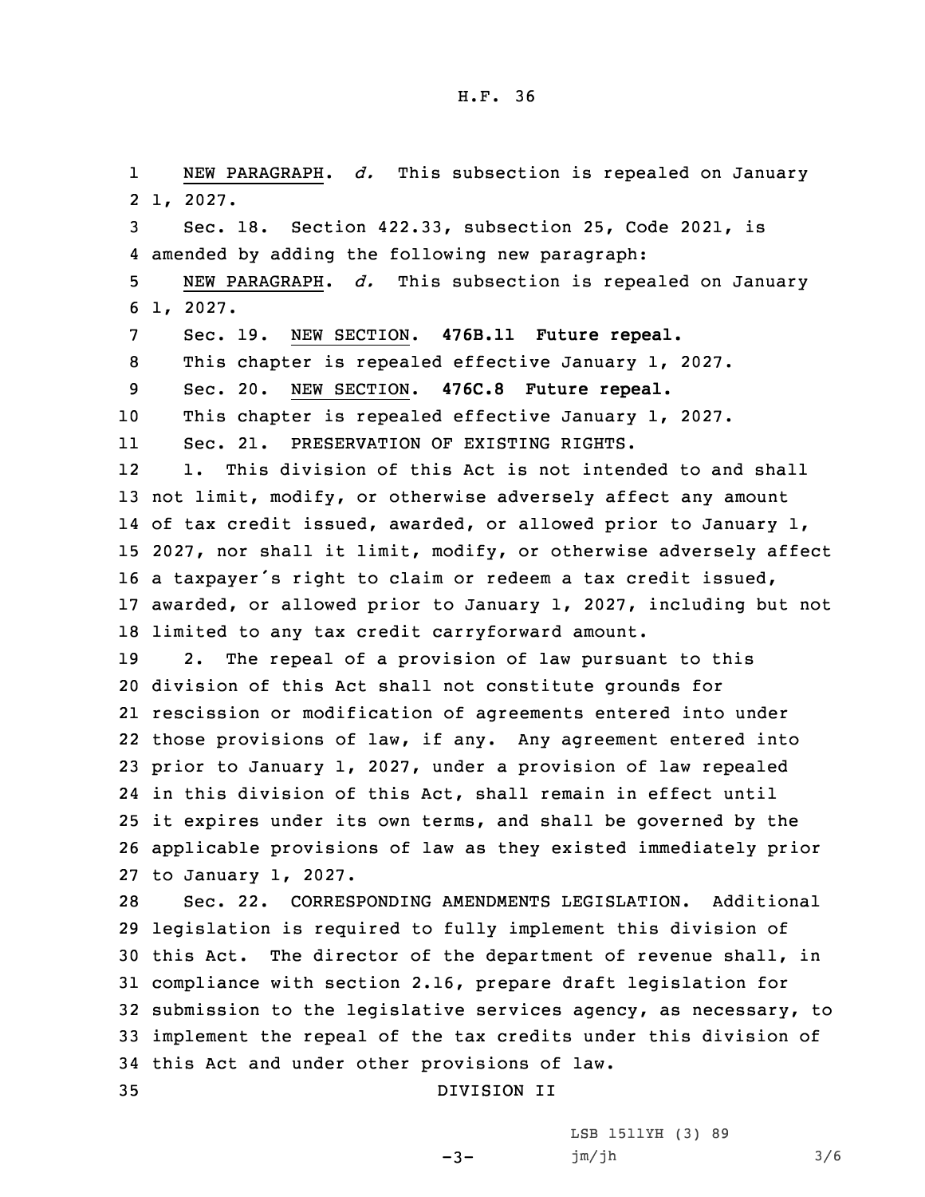NEW PARAGRAPH. *d.* This subsection is repealed on January 1, 2027.

Sec. 18. Section 422.33, subsection 25, Code 2021, is amended by adding the following new paragraph:

NEW PARAGRAPH. *d.* This subsection is repealed on January 1, 2027.

Sec. 19. NEW SECTION. **476B.11 Future repeal.**

This chapter is repealed effective January 1, 2027.

Sec. 20. NEW SECTION. **476C.8 Future repeal.**

This chapter is repealed effective January 1, 2027.

Sec. 21. PRESERVATION OF EXISTING RIGHTS.

1. This division of this Act is not intended to and shall not limit, modify, or otherwise adversely affect any amount of tax credit issued, awarded, or allowed prior to January 1, 2027, nor shall it limit, modify, or otherwise adversely affect a taxpayer's right to claim or redeem a tax credit issued, awarded, or allowed prior to January 1, 2027, including but not limited to any tax credit carryforward amount.

2. The repeal of a provision of law pursuant to this division of this Act shall not constitute grounds for rescission or modification of agreements entered into under those provisions of law, if any. Any agreement entered into prior to January 1, 2027, under a provision of law repealed in this division of this Act, shall remain in effect until it expires under its own terms, and shall be governed by the applicable provisions of law as they existed immediately prior to January 1, 2027.

Sec. 22. CORRESPONDING AMENDMENTS LEGISLATION. Additional legislation is required to fully implement this division of this Act. The director of the department of revenue shall, in compliance with section 2.16, prepare draft legislation for submission to the legislative services agency, as necessary, to implement the repeal of the tax credits under this division of this Act and under other provisions of law.

DIVISION II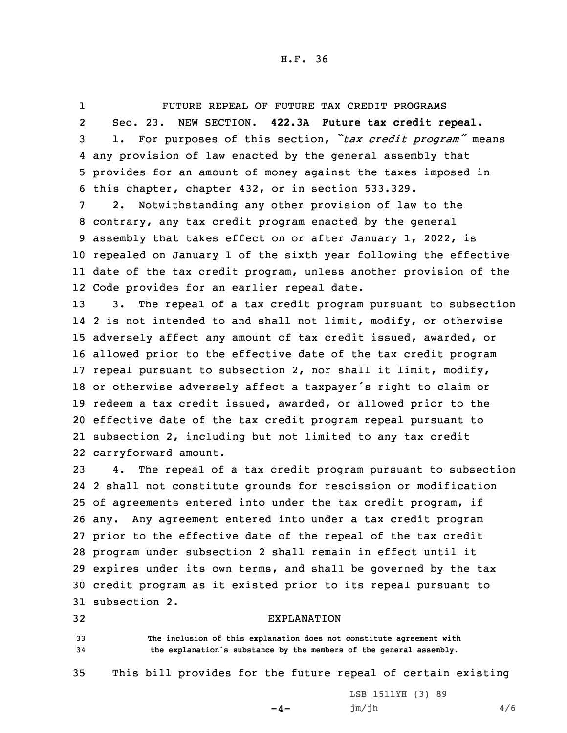FUTURE REPEAL OF FUTURE TAX CREDIT PROGRAMS

Sec. 23. NEW SECTION. **422.3A Future tax credit repeal.**

1. For purposes of this section, *"tax credit program"* means any provision of law enacted by the general assembly that provides for an amount of money against the taxes imposed in this chapter, chapter 432, or in section 533.329.

2. Notwithstanding any other provision of law to the contrary, any tax credit program enacted by the general assembly that takes effect on or after January 1, 2022, is repealed on January 1 of the sixth year following the effective date of the tax credit program, unless another provision of the Code provides for an earlier repeal date.

3. The repeal of a tax credit program pursuant to subsection 2 is not intended to and shall not limit, modify, or otherwise adversely affect any amount of tax credit issued, awarded, or allowed prior to the effective date of the tax credit program repeal pursuant to subsection 2, nor shall it limit, modify, or otherwise adversely affect a taxpayer's right to claim or redeem a tax credit issued, awarded, or allowed prior to the effective date of the tax credit program repeal pursuant to subsection 2, including but not limited to any tax credit carryforward amount.

4. The repeal of a tax credit program pursuant to subsection 2 shall not constitute grounds for rescission or modification of agreements entered into under the tax credit program, if any. Any agreement entered into under a tax credit program prior to the effective date of the repeal of the tax credit program under subsection 2 shall remain in effect until it expires under its own terms, and shall be governed by the tax credit program as it existed prior to its repeal pursuant to subsection 2.

EXPLANATION

The inclusion of this explanation does not constitute agreement with the explanation's substance by the members of the general assembly.

This bill provides for the future repeal of certain existing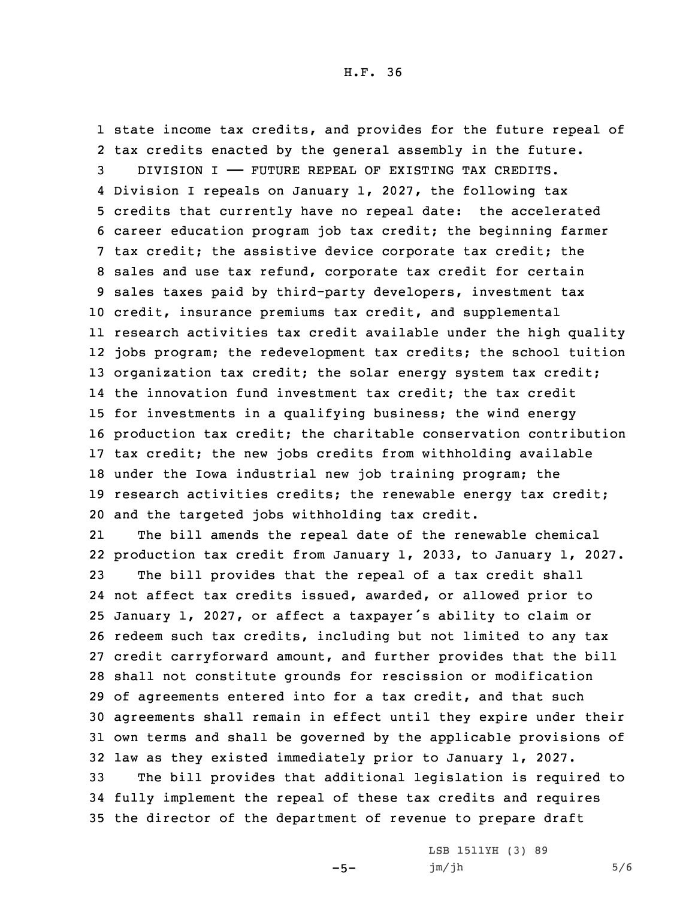state income tax credits, and provides for the future repeal of tax credits enacted by the general assembly in the future.

DIVISION I —— FUTURE REPEAL OF EXISTING TAX CREDITS. Division I repeals on January 1, 2027, the following tax credits that currently have no repeal date: the accelerated career education program job tax credit; the beginning farmer tax credit; the assistive device corporate tax credit; the sales and use tax refund, corporate tax credit for certain sales taxes paid by third-party developers, investment tax credit, insurance premiums tax credit, and supplemental research activities tax credit available under the high quality jobs program; the redevelopment tax credits; the school tuition organization tax credit; the solar energy system tax credit; the innovation fund investment tax credit; the tax credit for investments in a qualifying business; the wind energy production tax credit; the charitable conservation contribution tax credit; the new jobs credits from withholding available under the Iowa industrial new job training program; the research activities credits; the renewable energy tax credit; and the targeted jobs withholding tax credit.

The bill amends the repeal date of the renewable chemical production tax credit from January 1, 2033, to January 1, 2027.

The bill provides that the repeal of a tax credit shall not affect tax credits issued, awarded, or allowed prior to January 1, 2027, or affect a taxpayer's ability to claim or redeem such tax credits, including but not limited to any tax credit carryforward amount, and further provides that the bill shall not constitute grounds for rescission or modification of agreements entered into for a tax credit, and that such agreements shall remain in effect until they expire under their own terms and shall be governed by the applicable provisions of law as they existed immediately prior to January 1, 2027.

The bill provides that additional legislation is required to fully implement the repeal of these tax credits and requires the director of the department of revenue to prepare draft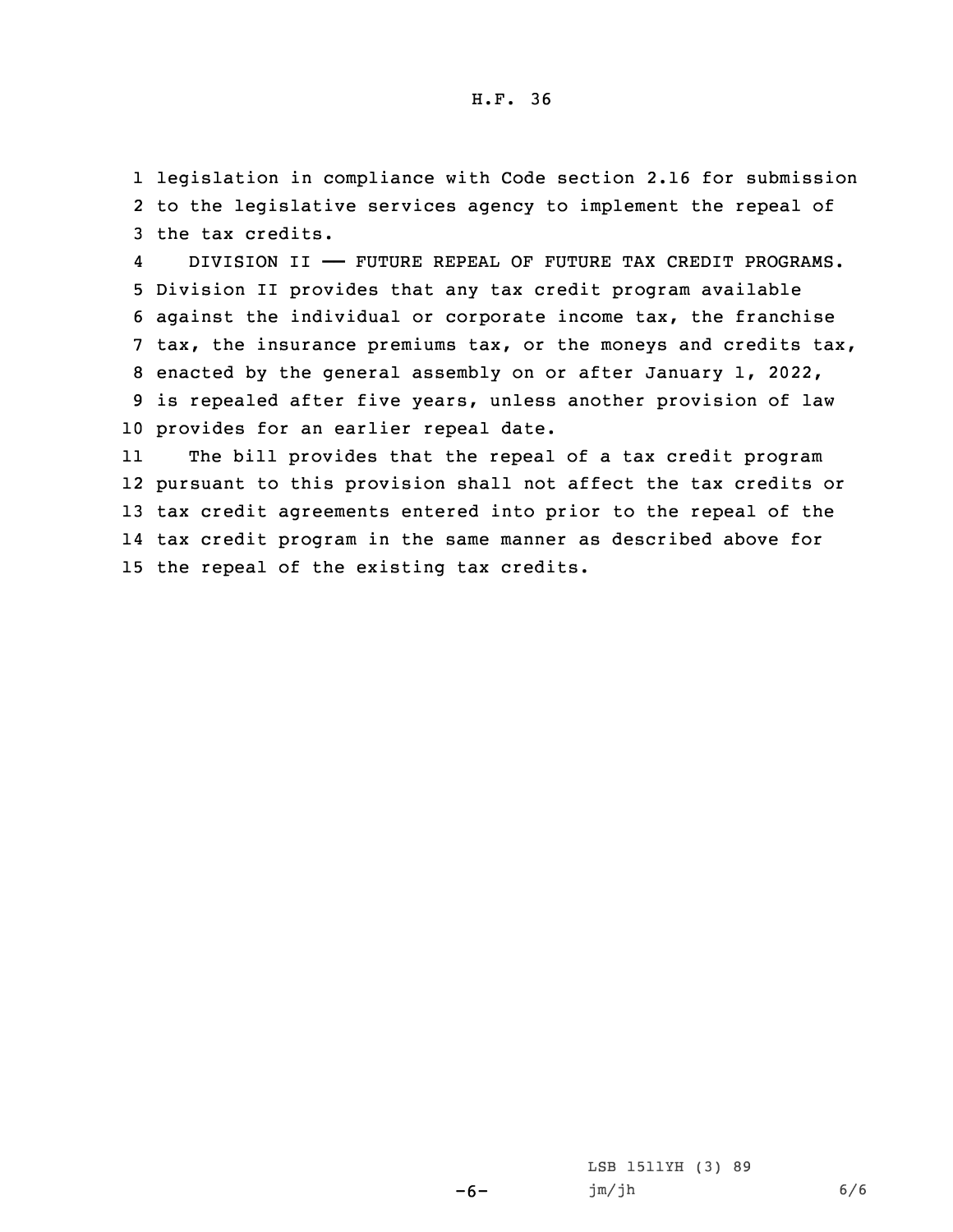legislation in compliance with Code section 2.16 for submission to the legislative services agency to implement the repeal of the tax credits.

DIVISION II —— FUTURE REPEAL OF FUTURE TAX CREDIT PROGRAMS. Division II provides that any tax credit program available against the individual or corporate income tax, the franchise tax, the insurance premiums tax, or the moneys and credits tax, enacted by the general assembly on or after January 1, 2022, is repealed after five years, unless another provision of law provides for an earlier repeal date.

The bill provides that the repeal of a tax credit program pursuant to this provision shall not affect the tax credits or tax credit agreements entered into prior to the repeal of the tax credit program in the same manner as described above for the repeal of the existing tax credits.

LSB 1511YH (3) 89
jm/jh